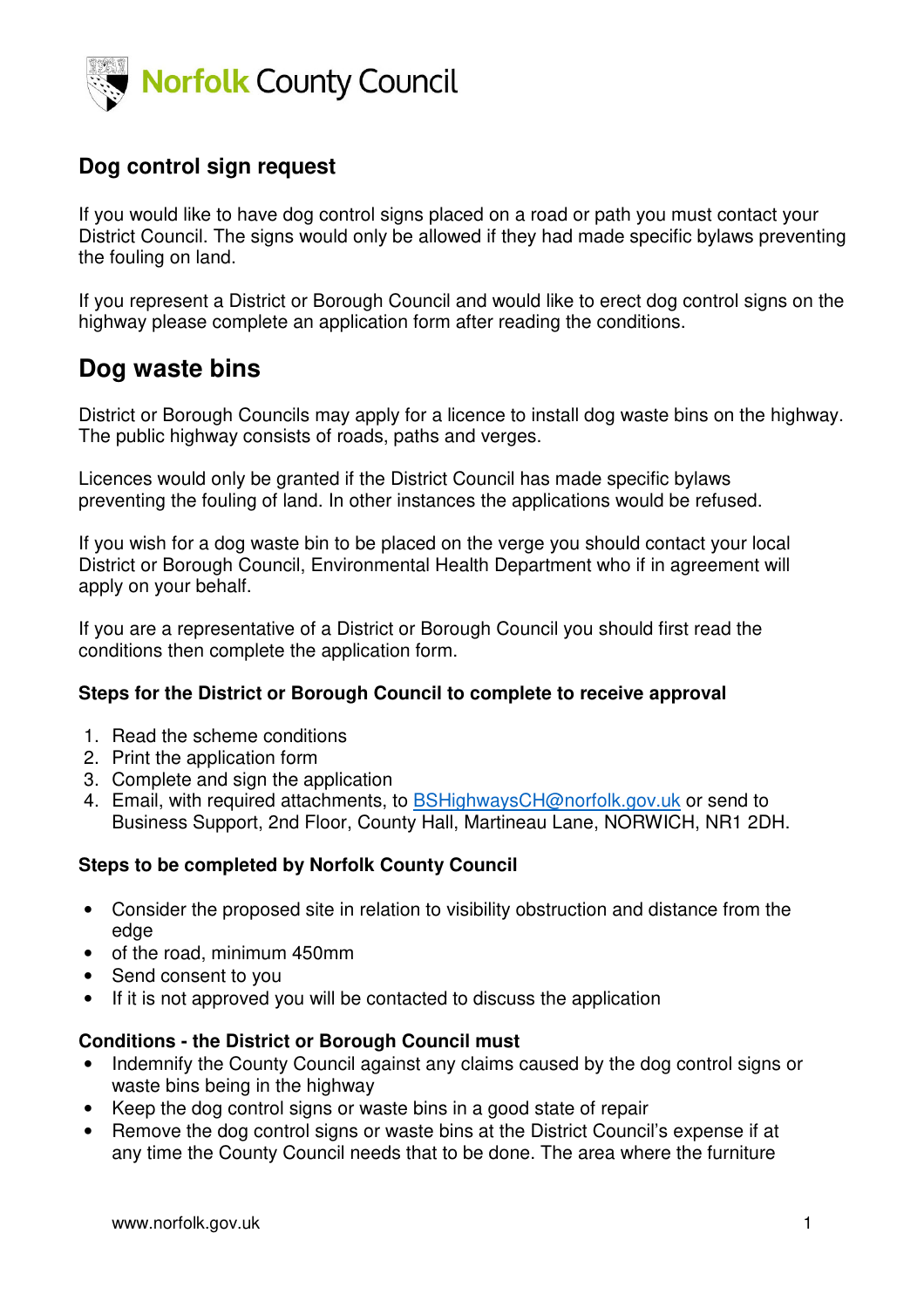Norfolk County Council

## Dog control sign request

If you would like to have dog control signs placed on a road or path you must contact your District Council. The signs would only be allowed if they had made specific bylaws preventing the fouling on land.

If you represent a District or Borough Council and would like to erect dog control signs on the highway please complete an application form after reading the conditions.

# Dog waste bins

District or Borough Councils may apply for a licence to install dog waste bins on the highway. The public highway consists of roads, paths and verges.

Licences would only be granted if the District Council has made specific bylaws preventing the fouling of land. In other instances the applications would be refused.

If you wish for a dog waste bin to be placed on the verge you should contact your local District or Borough Council, Environmental Health Department who if in agreement will apply on your behalf.

If you are a representative of a District or Borough Council you should first read the conditions then complete the application form.

**Steps for the District or Borough Council to complete to receive approval**

1. Read the scheme conditions
2. Print the application form
3. Complete and sign the application
4. Email, with required attachments, to BSHighwaysCH@norfolk.gov.uk or send to Business Support, 2nd Floor, County Hall, Martineau Lane, NORWICH, NR1 2DH.

**Steps to be completed by Norfolk County Council**

- Consider the proposed site in relation to visibility obstruction and distance from the edge
- of the road, minimum 450mm
- Send consent to you
- If it is not approved you will be contacted to discuss the application

**Conditions - the District or Borough Council must**

- Indemnify the County Council against any claims caused by the dog control signs or waste bins being in the highway
- Keep the dog control signs or waste bins in a good state of repair
- Remove the dog control signs or waste bins at the District Council's expense if at any time the County Council needs that to be done. The area where the furniture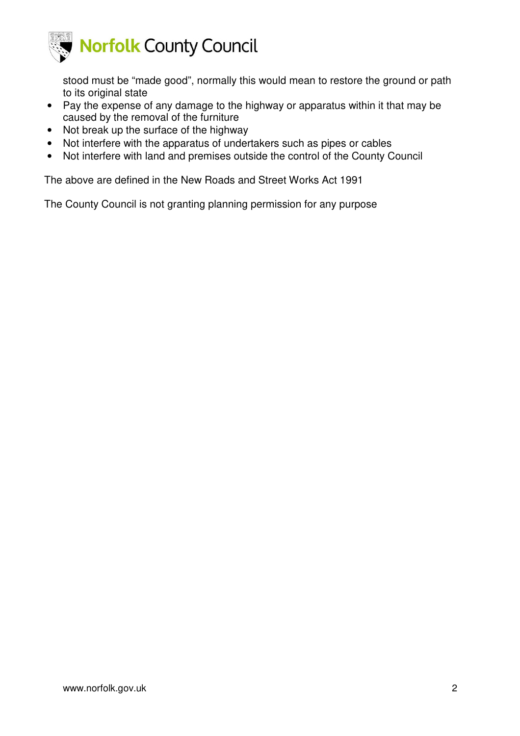stood must be “made good”, normally this would mean to restore the ground or path to its original state

- Pay the expense of any damage to the highway or apparatus within it that may be caused by the removal of the furniture
- Not break up the surface of the highway
- Not interfere with the apparatus of undertakers such as pipes or cables
- Not interfere with land and premises outside the control of the County Council

The above are defined in the New Roads and Street Works Act 1991

The County Council is not granting planning permission for any purpose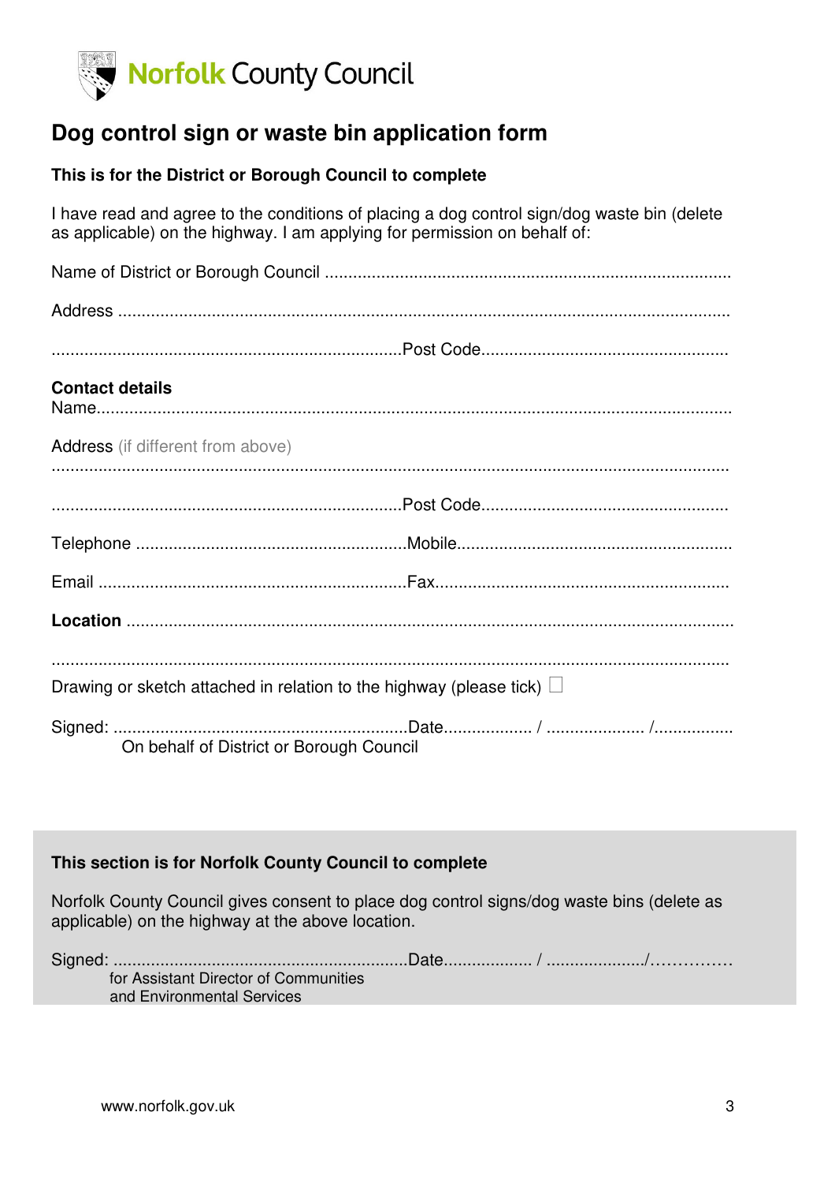Norfolk County Council

# Dog control sign or waste bin application form

**This is for the District or Borough Council to complete**

I have read and agree to the conditions of placing a dog control sign/dog waste bin (delete as applicable) on the highway. I am applying for permission on behalf of:

Name of District or Borough Council ......................................................................................

Address ....................................................................................................................................

..........................................................................Post Code....................................................

**Contact details**
Name.........................................................................................................................................

Address (if different from above)
...................................................................................................................................................

..........................................................................Post Code....................................................

Telephone .........................................................Mobile..........................................................

Email .................................................................Fax..............................................................

**Location** .................................................................................................................................

...................................................................................................................................................

Drawing or sketch attached in relation to the highway (please tick) ☐

Signed: .............................................................Date.................. / ..................... /................
On behalf of District or Borough Council

**This section is for Norfolk County Council to complete**

Norfolk County Council gives consent to place dog control signs/dog waste bins (delete as applicable) on the highway at the above location.

Signed: .............................................................Date.................. / ...................../……………
for Assistant Director of Communities and Environmental Services

www.norfolk.gov.uk